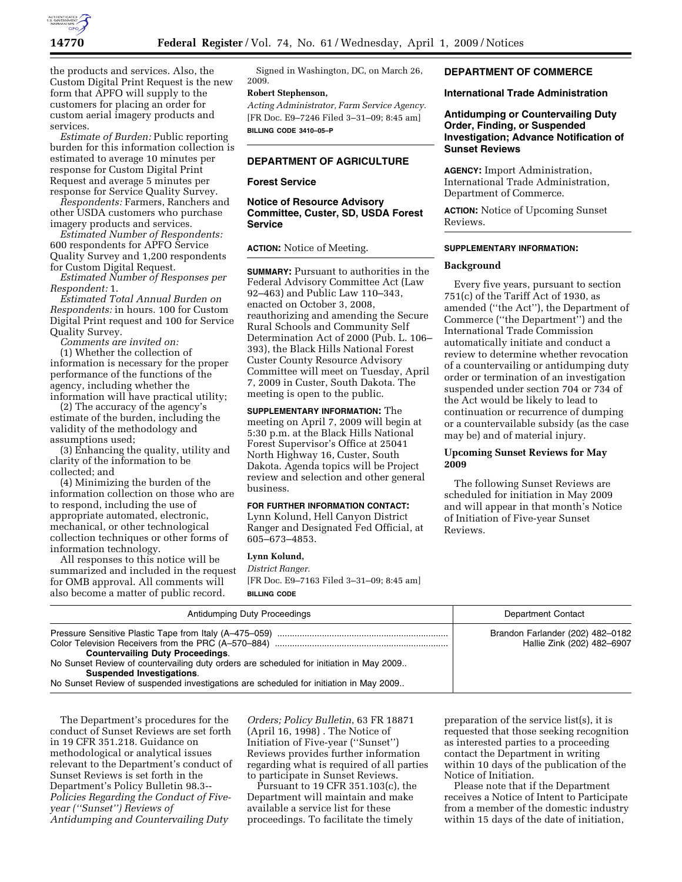the products and services. Also, the Custom Digital Print Request is the new form that APFO will supply to the customers for placing an order for custom aerial imagery products and services.

*Estimate of Burden:* Public reporting burden for this information collection is estimated to average 10 minutes per response for Custom Digital Print Request and average 5 minutes per response for Service Quality Survey.

*Respondents:* Farmers, Ranchers and other USDA customers who purchase imagery products and services.

*Estimated Number of Respondents:* 600 respondents for APFO Service Quality Survey and 1,200 respondents for Custom Digital Request.

*Estimated Number of Responses per Respondent:* 1.

*Estimated Total Annual Burden on Respondents:* in hours. 100 for Custom Digital Print request and 100 for Service Quality Survey.

*Comments are invited on:*

(1) Whether the collection of information is necessary for the proper performance of the functions of the agency, including whether the information will have practical utility;

(2) The accuracy of the agency's estimate of the burden, including the validity of the methodology and assumptions used;

(3) Enhancing the quality, utility and clarity of the information to be collected; and

(4) Minimizing the burden of the information collection on those who are to respond, including the use of appropriate automated, electronic, mechanical, or other technological collection techniques or other forms of information technology.

All responses to this notice will be summarized and included in the request for OMB approval. All comments will also become a matter of public record.

Signed in Washington, DC, on March 26, 2009.

**Robert Stephenson,**

*Acting Administrator, Farm Service Agency.*

[FR Doc. E9–7246 Filed 3–31–09; 8:45 am]

**BILLING CODE 3410–05–P**

## DEPARTMENT OF AGRICULTURE

### Forest Service

### Notice of Resource Advisory Committee, Custer, SD, USDA Forest Service

**ACTION:** Notice of Meeting.

**SUMMARY:** Pursuant to authorities in the Federal Advisory Committee Act (Law 92–463) and Public Law 110–343, enacted on October 3, 2008, reauthorizing and amending the Secure Rural Schools and Community Self Determination Act of 2000 (Pub. L. 106–393), the Black Hills National Forest Custer County Resource Advisory Committee will meet on Tuesday, April 7, 2009 in Custer, South Dakota. The meeting is open to the public.

**SUPPLEMENTARY INFORMATION:** The meeting on April 7, 2009 will begin at 5:30 p.m. at the Black Hills National Forest Supervisor's Office at 25041 North Highway 16, Custer, South Dakota. Agenda topics will be Project review and selection and other general business.

**FOR FURTHER INFORMATION CONTACT:** Lynn Kolund, Hell Canyon District Ranger and Designated Fed Official, at 605–673–4853.

**Lynn Kolund,**

*District Ranger.*

[FR Doc. E9–7163 Filed 3–31–09; 8:45 am]

**BILLING CODE**

## DEPARTMENT OF COMMERCE

### International Trade Administration

### Antidumping or Countervailing Duty Order, Finding, or Suspended Investigation; Advance Notification of Sunset Reviews

**AGENCY:** Import Administration, International Trade Administration, Department of Commerce.

**ACTION:** Notice of Upcoming Sunset Reviews.

**SUPPLEMENTARY INFORMATION:**

#### Background

Every five years, pursuant to section 751(c) of the Tariff Act of 1930, as amended (''the Act''), the Department of Commerce (''the Department'') and the International Trade Commission automatically initiate and conduct a review to determine whether revocation of a countervailing or antidumping duty order or termination of an investigation suspended under section 704 or 734 of the Act would be likely to lead to continuation or recurrence of dumping or a countervailable subsidy (as the case may be) and of material injury.

#### Upcoming Sunset Reviews for May 2009

The following Sunset Reviews are scheduled for initiation in May 2009 and will appear in that month's Notice of Initiation of Five-year Sunset Reviews.

| Antidumping Duty Proceedings | Department Contact |
| --- | --- |
| Pressure Sensitive Plastic Tape from Italy (A–475–059) | Brandon Farlander (202) 482–0182 |
| Color Television Receivers from the PRC (A–570–884) | Hallie Zink (202) 482–6907 |
| **Countervailing Duty Proceedings**. | |
| No Sunset Review of countervailing duty orders are scheduled for initiation in May 2009.. | |
| **Suspended Investigations**. | |
| No Sunset Review of suspended investigations are scheduled for initiation in May 2009.. | |

The Department's procedures for the conduct of Sunset Reviews are set forth in 19 CFR 351.218. Guidance on methodological or analytical issues relevant to the Department's conduct of Sunset Reviews is set forth in the Department's Policy Bulletin 98.3--*Policies Regarding the Conduct of Five-year (''Sunset'') Reviews of Antidumping and Countervailing Duty Orders; Policy Bulletin*, 63 FR 18871 (April 16, 1998) . The Notice of Initiation of Five-year (''Sunset'') Reviews provides further information regarding what is required of all parties to participate in Sunset Reviews.

Pursuant to 19 CFR 351.103(c), the Department will maintain and make available a service list for these proceedings. To facilitate the timely preparation of the service list(s), it is requested that those seeking recognition as interested parties to a proceeding contact the Department in writing within 10 days of the publication of the Notice of Initiation.

Please note that if the Department receives a Notice of Intent to Participate from a member of the domestic industry within 15 days of the date of initiation,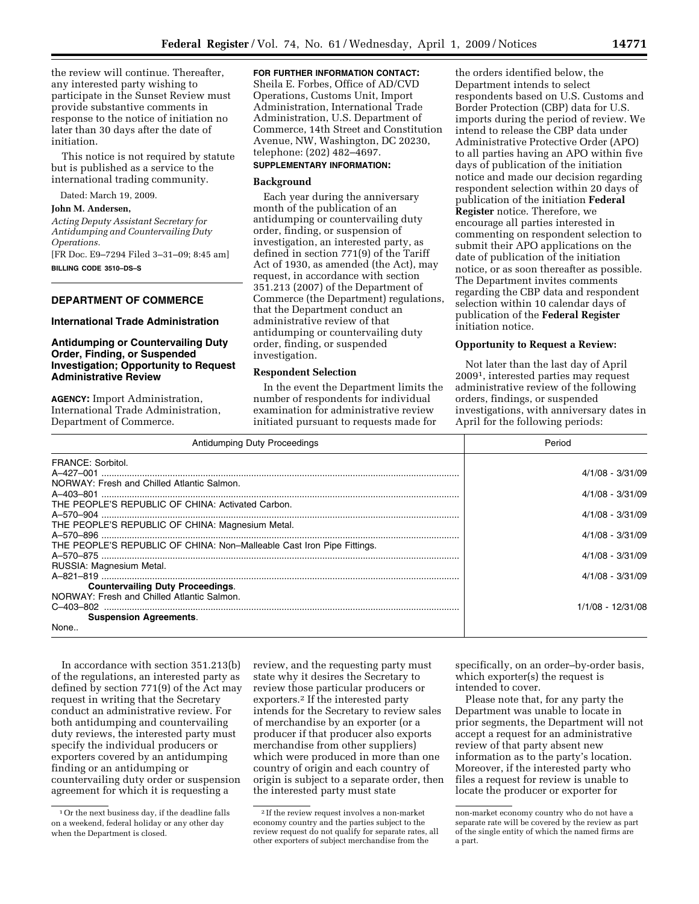the review will continue. Thereafter, any interested party wishing to participate in the Sunset Review must provide substantive comments in response to the notice of initiation no later than 30 days after the date of initiation.

This notice is not required by statute but is published as a service to the international trading community.

Dated: March 19, 2009.

**John M. Andersen,**

*Acting Deputy Assistant Secretary for Antidumping and Countervailing Duty Operations.*

[FR Doc. E9–7294 Filed 3–31–09; 8:45 am]

**BILLING CODE 3510–DS–S**

## DEPARTMENT OF COMMERCE

### International Trade Administration

### Antidumping or Countervailing Duty Order, Finding, or Suspended Investigation; Opportunity to Request Administrative Review

**AGENCY:** Import Administration, International Trade Administration, Department of Commerce.

**FOR FURTHER INFORMATION CONTACT:** Sheila E. Forbes, Office of AD/CVD Operations, Customs Unit, Import Administration, International Trade Administration, U.S. Department of Commerce, 14th Street and Constitution Avenue, NW, Washington, DC 20230, telephone: (202) 482–4697.

**SUPPLEMENTARY INFORMATION:**

**Background**

Each year during the anniversary month of the publication of an antidumping or countervailing duty order, finding, or suspension of investigation, an interested party, as defined in section 771(9) of the Tariff Act of 1930, as amended (the Act), may request, in accordance with section 351.213 (2007) of the Department of Commerce (the Department) regulations, that the Department conduct an administrative review of that antidumping or countervailing duty order, finding, or suspended investigation.

**Respondent Selection**

In the event the Department limits the number of respondents for individual examination for administrative review initiated pursuant to requests made for the orders identified below, the Department intends to select respondents based on U.S. Customs and Border Protection (CBP) data for U.S. imports during the period of review. We intend to release the CBP data under Administrative Protective Order (APO) to all parties having an APO within five days of publication of the initiation notice and made our decision regarding respondent selection within 20 days of publication of the initiation **Federal Register** notice. Therefore, we encourage all parties interested in commenting on respondent selection to submit their APO applications on the date of publication of the initiation notice, or as soon thereafter as possible. The Department invites comments regarding the CBP data and respondent selection within 10 calendar days of publication of the **Federal Register** initiation notice.

**Opportunity to Request a Review:**

Not later than the last day of April 2009[1], interested parties may request administrative review of the following orders, findings, or suspended investigations, with anniversary dates in April for the following periods:

| Antidumping Duty Proceedings | Period |
|---|---|
| FRANCE: Sorbitol. A–427–001 | 4/1/08 - 3/31/09 |
| NORWAY: Fresh and Chilled Atlantic Salmon. A–403–801 | 4/1/08 - 3/31/09 |
| THE PEOPLE'S REPUBLIC OF CHINA: Activated Carbon. A–570–904 | 4/1/08 - 3/31/09 |
| THE PEOPLE'S REPUBLIC OF CHINA: Magnesium Metal. A–570–896 | 4/1/08 - 3/31/09 |
| THE PEOPLE'S REPUBLIC OF CHINA: Non–Malleable Cast Iron Pipe Fittings. A–570–875 | 4/1/08 - 3/31/09 |
| RUSSIA: Magnesium Metal. A–821–819 | 4/1/08 - 3/31/09 |
| **Countervailing Duty Proceedings**. | |
| NORWAY: Fresh and Chilled Atlantic Salmon. C–403–802 | 1/1/08 - 12/31/08 |
| **Suspension Agreements**. | |
| None.. | |

In accordance with section 351.213(b) of the regulations, an interested party as defined by section 771(9) of the Act may request in writing that the Secretary conduct an administrative review. For both antidumping and countervailing duty reviews, the interested party must specify the individual producers or exporters covered by an antidumping finding or an antidumping or countervailing duty order or suspension agreement for which it is requesting a review, and the requesting party must state why it desires the Secretary to review those particular producers or exporters.[2] If the interested party intends for the Secretary to review sales of merchandise by an exporter (or a producer if that producer also exports merchandise from other suppliers) which were produced in more than one country of origin and each country of origin is subject to a separate order, then the interested party must state specifically, on an order–by-order basis, which exporter(s) the request is intended to cover.

Please note that, for any party the Department was unable to locate in prior segments, the Department will not accept a request for an administrative review of that party absent new information as to the party's location. Moreover, if the interested party who files a request for review is unable to locate the producer or exporter for

[1] Or the next business day, if the deadline falls on a weekend, federal holiday or any other day when the Department is closed.

[2] If the review request involves a non-market economy country and the parties subject to the review request do not qualify for separate rates, all other exporters of subject merchandise from the non-market economy country who do not have a separate rate will be covered by the review as part of the single entity of which the named firms are a part.